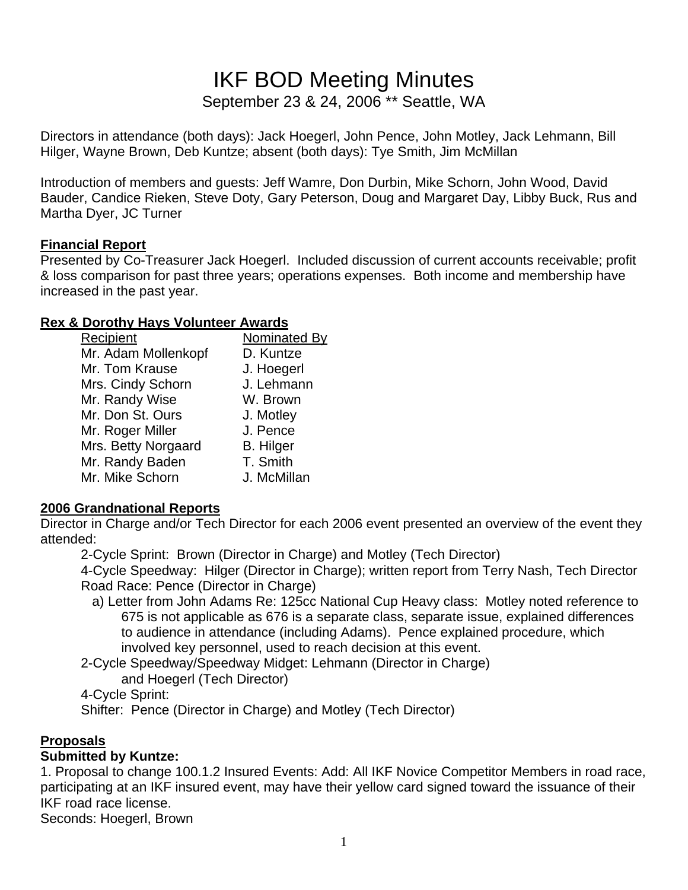# IKF BOD Meeting Minutes

September 23 & 24, 2006 ** Seattle, WA

Directors in attendance (both days): Jack Hoegerl, John Pence, John Motley, Jack Lehmann, Bill Hilger, Wayne Brown, Deb Kuntze; absent (both days): Tye Smith, Jim McMillan

Introduction of members and guests: Jeff Wamre, Don Durbin, Mike Schorn, John Wood, David Bauder, Candice Rieken, Steve Doty, Gary Peterson, Doug and Margaret Day, Libby Buck, Rus and Martha Dyer, JC Turner

## Financial Report

Presented by Co-Treasurer Jack Hoegerl. Included discussion of current accounts receivable; profit & loss comparison for past three years; operations expenses. Both income and membership have increased in the past year.

## Rex & Dorothy Hays Volunteer Awards

| Recipient | Nominated By |
|---|---|
| Mr. Adam Mollenkopf | D. Kuntze |
| Mr. Tom Krause | J. Hoegerl |
| Mrs. Cindy Schorn | J. Lehmann |
| Mr. Randy Wise | W. Brown |
| Mr. Don St. Ours | J. Motley |
| Mr. Roger Miller | J. Pence |
| Mrs. Betty Norgaard | B. Hilger |
| Mr. Randy Baden | T. Smith |
| Mr. Mike Schorn | J. McMillan |

## 2006 Grandnational Reports

Director in Charge and/or Tech Director for each 2006 event presented an overview of the event they attended:

- 2-Cycle Sprint: Brown (Director in Charge) and Motley (Tech Director)
- 4-Cycle Speedway: Hilger (Director in Charge); written report from Terry Nash, Tech Director
- Road Race: Pence (Director in Charge)
  - a) Letter from John Adams Re: 125cc National Cup Heavy class: Motley noted reference to 675 is not applicable as 676 is a separate class, separate issue, explained differences to audience in attendance (including Adams). Pence explained procedure, which involved key personnel, used to reach decision at this event.
- 2-Cycle Speedway/Speedway Midget: Lehmann (Director in Charge) and Hoegerl (Tech Director)
- 4-Cycle Sprint:
- Shifter: Pence (Director in Charge) and Motley (Tech Director)

## Proposals

### Submitted by Kuntze:

1. Proposal to change 100.1.2 Insured Events: Add: All IKF Novice Competitor Members in road race, participating at an IKF insured event, may have their yellow card signed toward the issuance of their IKF road race license.

Seconds: Hoegerl, Brown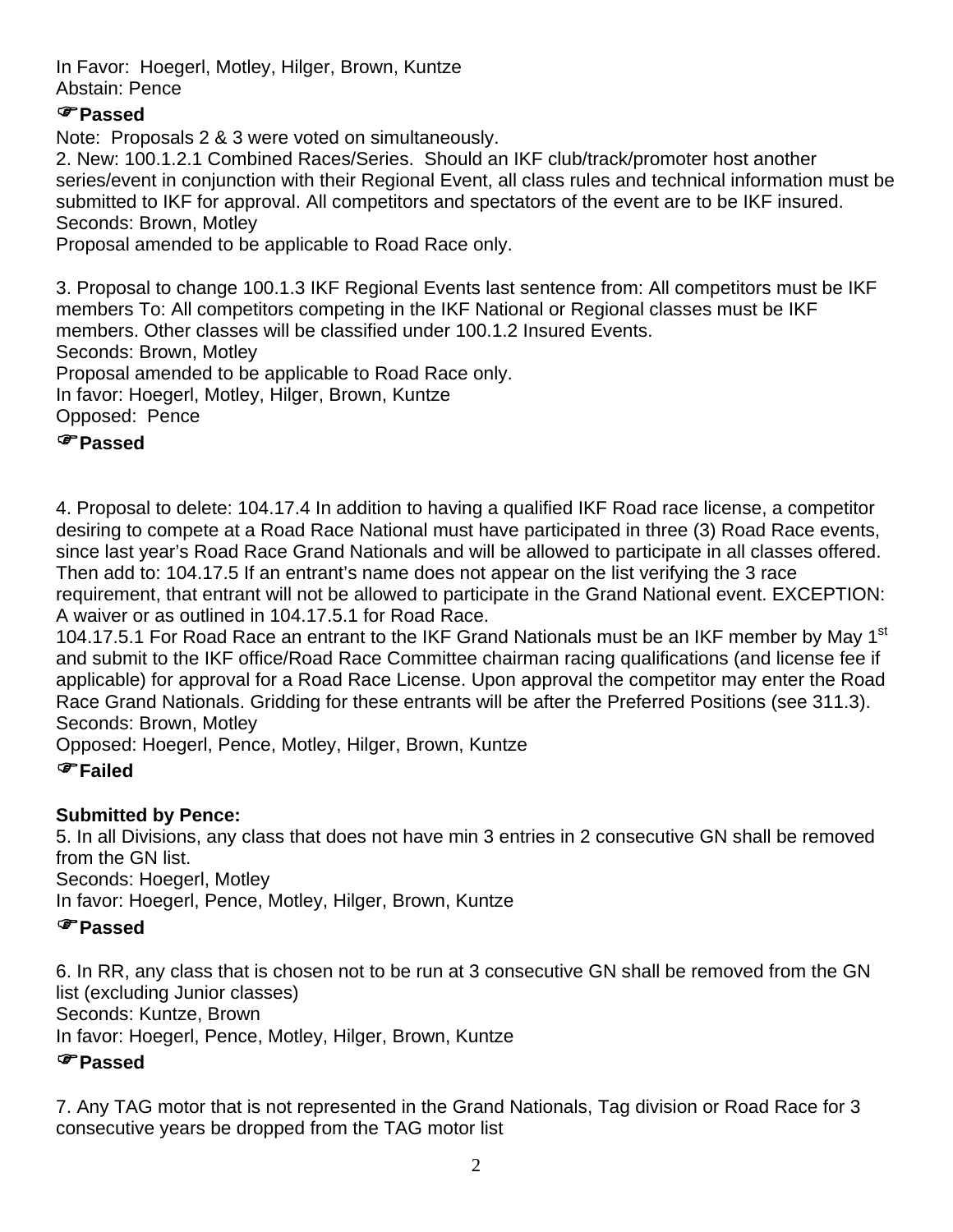In Favor: Hoegerl, Motley, Hilger, Brown, Kuntze
Abstain: Pence

☞**Passed**

Note: Proposals 2 & 3 were voted on simultaneously.

2. New: 100.1.2.1 Combined Races/Series. Should an IKF club/track/promoter host another series/event in conjunction with their Regional Event, all class rules and technical information must be submitted to IKF for approval. All competitors and spectators of the event are to be IKF insured.
Seconds: Brown, Motley
Proposal amended to be applicable to Road Race only.

3. Proposal to change 100.1.3 IKF Regional Events last sentence from: All competitors must be IKF members To: All competitors competing in the IKF National or Regional classes must be IKF members. Other classes will be classified under 100.1.2 Insured Events.
Seconds: Brown, Motley
Proposal amended to be applicable to Road Race only.
In favor: Hoegerl, Motley, Hilger, Brown, Kuntze
Opposed: Pence

☞**Passed**

4. Proposal to delete: 104.17.4 In addition to having a qualified IKF Road race license, a competitor desiring to compete at a Road Race National must have participated in three (3) Road Race events, since last year's Road Race Grand Nationals and will be allowed to participate in all classes offered. Then add to: 104.17.5 If an entrant's name does not appear on the list verifying the 3 race requirement, that entrant will not be allowed to participate in the Grand National event. EXCEPTION: A waiver or as outlined in 104.17.5.1 for Road Race.
104.17.5.1 For Road Race an entrant to the IKF Grand Nationals must be an IKF member by May 1st and submit to the IKF office/Road Race Committee chairman racing qualifications (and license fee if applicable) for approval for a Road Race License. Upon approval the competitor may enter the Road Race Grand Nationals. Gridding for these entrants will be after the Preferred Positions (see 311.3).
Seconds: Brown, Motley
Opposed: Hoegerl, Pence, Motley, Hilger, Brown, Kuntze

☞**Failed**

**Submitted by Pence:**

5. In all Divisions, any class that does not have min 3 entries in 2 consecutive GN shall be removed from the GN list.
Seconds: Hoegerl, Motley
In favor: Hoegerl, Pence, Motley, Hilger, Brown, Kuntze

☞**Passed**

6. In RR, any class that is chosen not to be run at 3 consecutive GN shall be removed from the GN list (excluding Junior classes)
Seconds: Kuntze, Brown
In favor: Hoegerl, Pence, Motley, Hilger, Brown, Kuntze

☞**Passed**

7. Any TAG motor that is not represented in the Grand Nationals, Tag division or Road Race for 3 consecutive years be dropped from the TAG motor list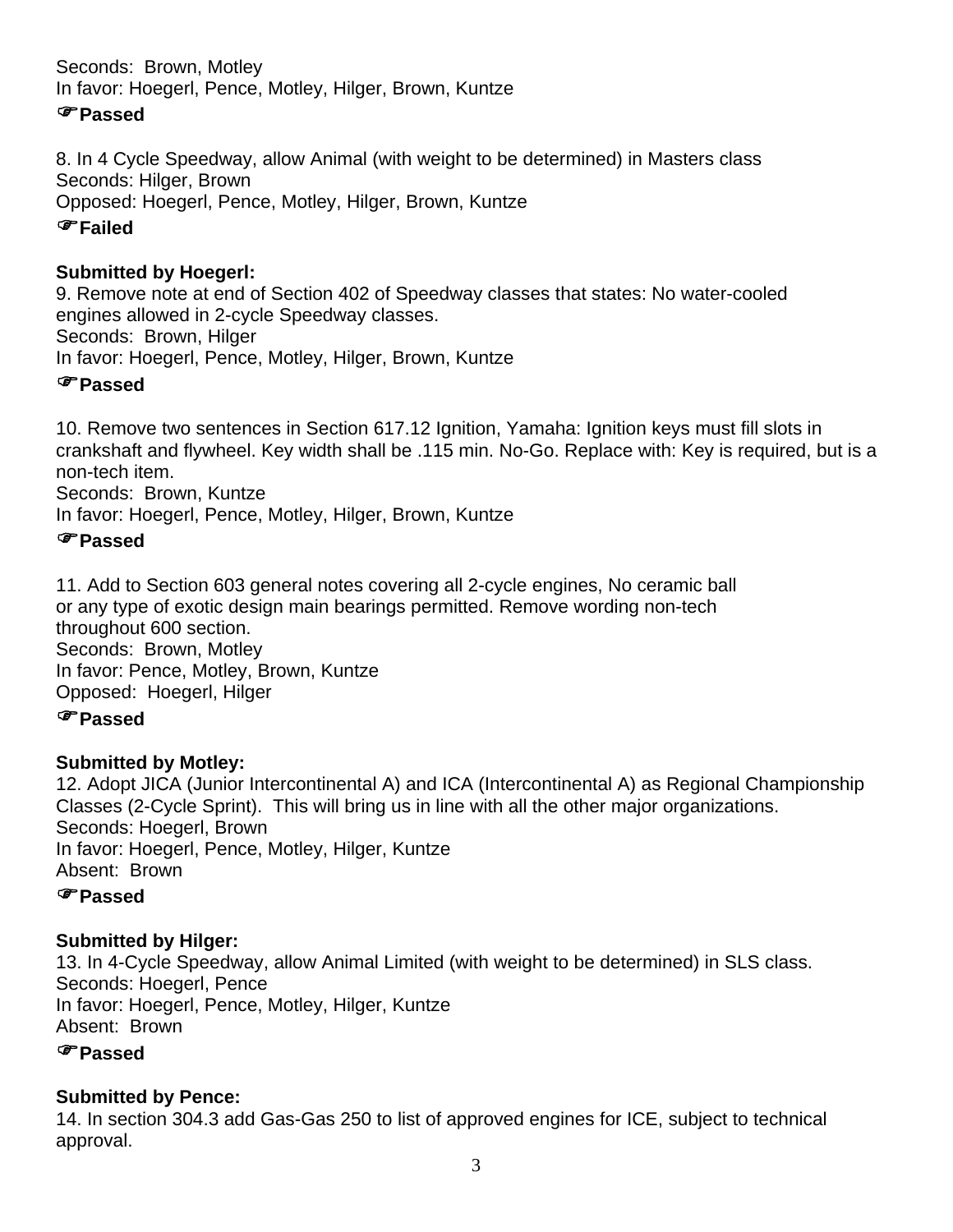Seconds: Brown, Motley
In favor: Hoegerl, Pence, Motley, Hilger, Brown, Kuntze

☞**Passed**

8. In 4 Cycle Speedway, allow Animal (with weight to be determined) in Masters class
Seconds: Hilger, Brown
Opposed: Hoegerl, Pence, Motley, Hilger, Brown, Kuntze

☞**Failed**

**Submitted by Hoegerl:**

9. Remove note at end of Section 402 of Speedway classes that states: No water-cooled engines allowed in 2-cycle Speedway classes.
Seconds: Brown, Hilger
In favor: Hoegerl, Pence, Motley, Hilger, Brown, Kuntze

☞**Passed**

10. Remove two sentences in Section 617.12 Ignition, Yamaha: Ignition keys must fill slots in crankshaft and flywheel. Key width shall be .115 min. No-Go. Replace with: Key is required, but is a non-tech item.
Seconds: Brown, Kuntze
In favor: Hoegerl, Pence, Motley, Hilger, Brown, Kuntze

☞**Passed**

11. Add to Section 603 general notes covering all 2-cycle engines, No ceramic ball or any type of exotic design main bearings permitted. Remove wording non-tech throughout 600 section.
Seconds: Brown, Motley
In favor: Pence, Motley, Brown, Kuntze
Opposed: Hoegerl, Hilger

☞**Passed**

**Submitted by Motley:**

12. Adopt JICA (Junior Intercontinental A) and ICA (Intercontinental A) as Regional Championship Classes (2-Cycle Sprint). This will bring us in line with all the other major organizations.
Seconds: Hoegerl, Brown
In favor: Hoegerl, Pence, Motley, Hilger, Kuntze
Absent: Brown

☞**Passed**

**Submitted by Hilger:**

13. In 4-Cycle Speedway, allow Animal Limited (with weight to be determined) in SLS class.
Seconds: Hoegerl, Pence
In favor: Hoegerl, Pence, Motley, Hilger, Kuntze
Absent: Brown

☞**Passed**

**Submitted by Pence:**

14. In section 304.3 add Gas-Gas 250 to list of approved engines for ICE, subject to technical approval.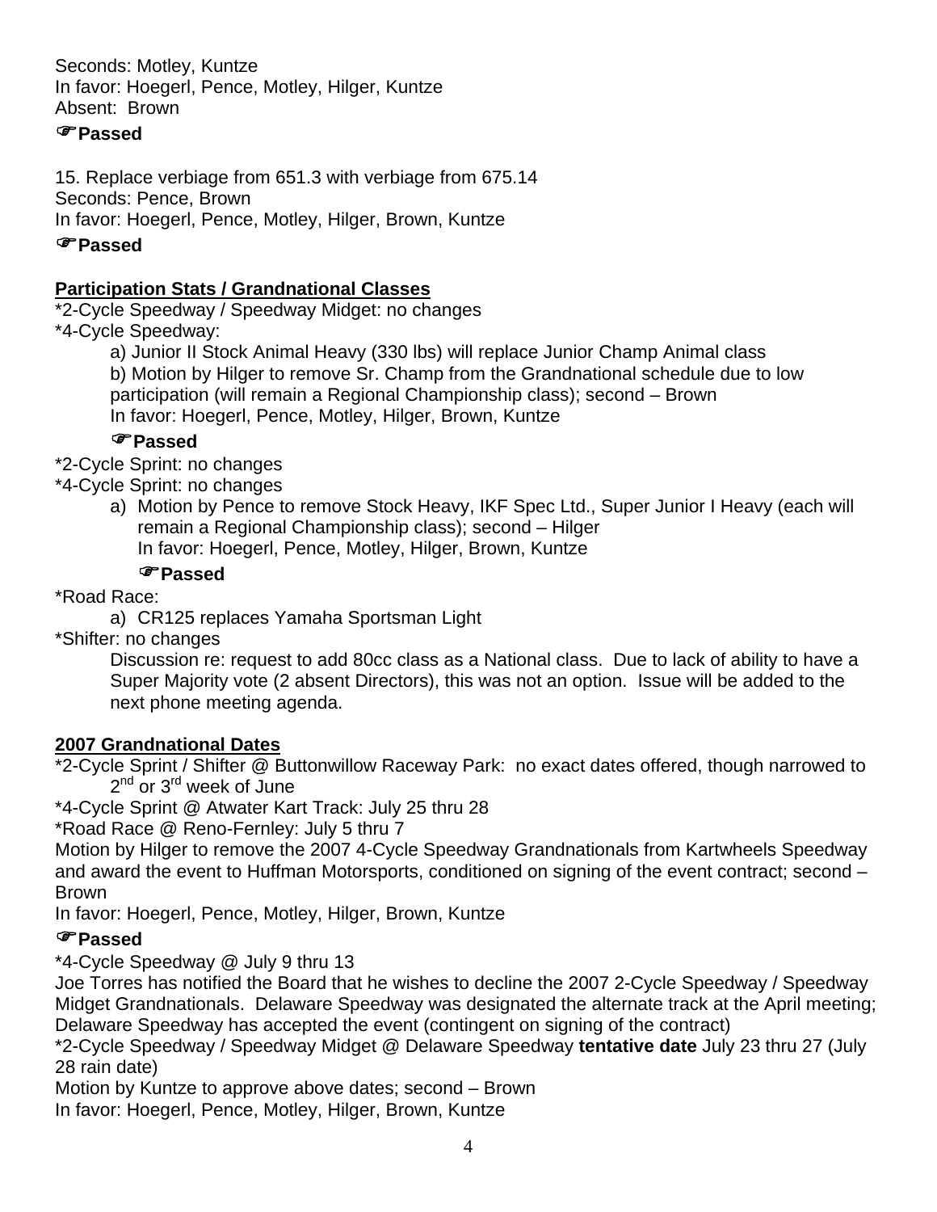Seconds: Motley, Kuntze
In favor: Hoegerl, Pence, Motley, Hilger, Kuntze
Absent: Brown

☞**Passed**

15. Replace verbiage from 651.3 with verbiage from 675.14
Seconds: Pence, Brown
In favor: Hoegerl, Pence, Motley, Hilger, Brown, Kuntze

☞**Passed**

**<u>Participation Stats / Grandnational Classes</u>**

*2-Cycle Speedway / Speedway Midget: no changes
*4-Cycle Speedway:

a) Junior II Stock Animal Heavy (330 lbs) will replace Junior Champ Animal class
b) Motion by Hilger to remove Sr. Champ from the Grandnational schedule due to low participation (will remain a Regional Championship class); second – Brown
In favor: Hoegerl, Pence, Motley, Hilger, Brown, Kuntze

☞**Passed**

*2-Cycle Sprint: no changes
*4-Cycle Sprint: no changes

a) Motion by Pence to remove Stock Heavy, IKF Spec Ltd., Super Junior I Heavy (each will remain a Regional Championship class); second – Hilger
In favor: Hoegerl, Pence, Motley, Hilger, Brown, Kuntze

☞**Passed**

*Road Race:

a) CR125 replaces Yamaha Sportsman Light

*Shifter: no changes

Discussion re: request to add 80cc class as a National class. Due to lack of ability to have a Super Majority vote (2 absent Directors), this was not an option. Issue will be added to the next phone meeting agenda.

**<u>2007 Grandnational Dates</u>**

*2-Cycle Sprint / Shifter @ Buttonwillow Raceway Park: no exact dates offered, though narrowed to 2nd or 3rd week of June
*4-Cycle Sprint @ Atwater Kart Track: July 25 thru 28
*Road Race @ Reno-Fernley: July 5 thru 7
Motion by Hilger to remove the 2007 4-Cycle Speedway Grandnationals from Kartwheels Speedway and award the event to Huffman Motorsports, conditioned on signing of the event contract; second – Brown
In favor: Hoegerl, Pence, Motley, Hilger, Brown, Kuntze

☞**Passed**

*4-Cycle Speedway @ July 9 thru 13
Joe Torres has notified the Board that he wishes to decline the 2007 2-Cycle Speedway / Speedway Midget Grandnationals. Delaware Speedway was designated the alternate track at the April meeting; Delaware Speedway has accepted the event (contingent on signing of the contract)
*2-Cycle Speedway / Speedway Midget @ Delaware Speedway **tentative date** July 23 thru 27 (July 28 rain date)
Motion by Kuntze to approve above dates; second – Brown
In favor: Hoegerl, Pence, Motley, Hilger, Brown, Kuntze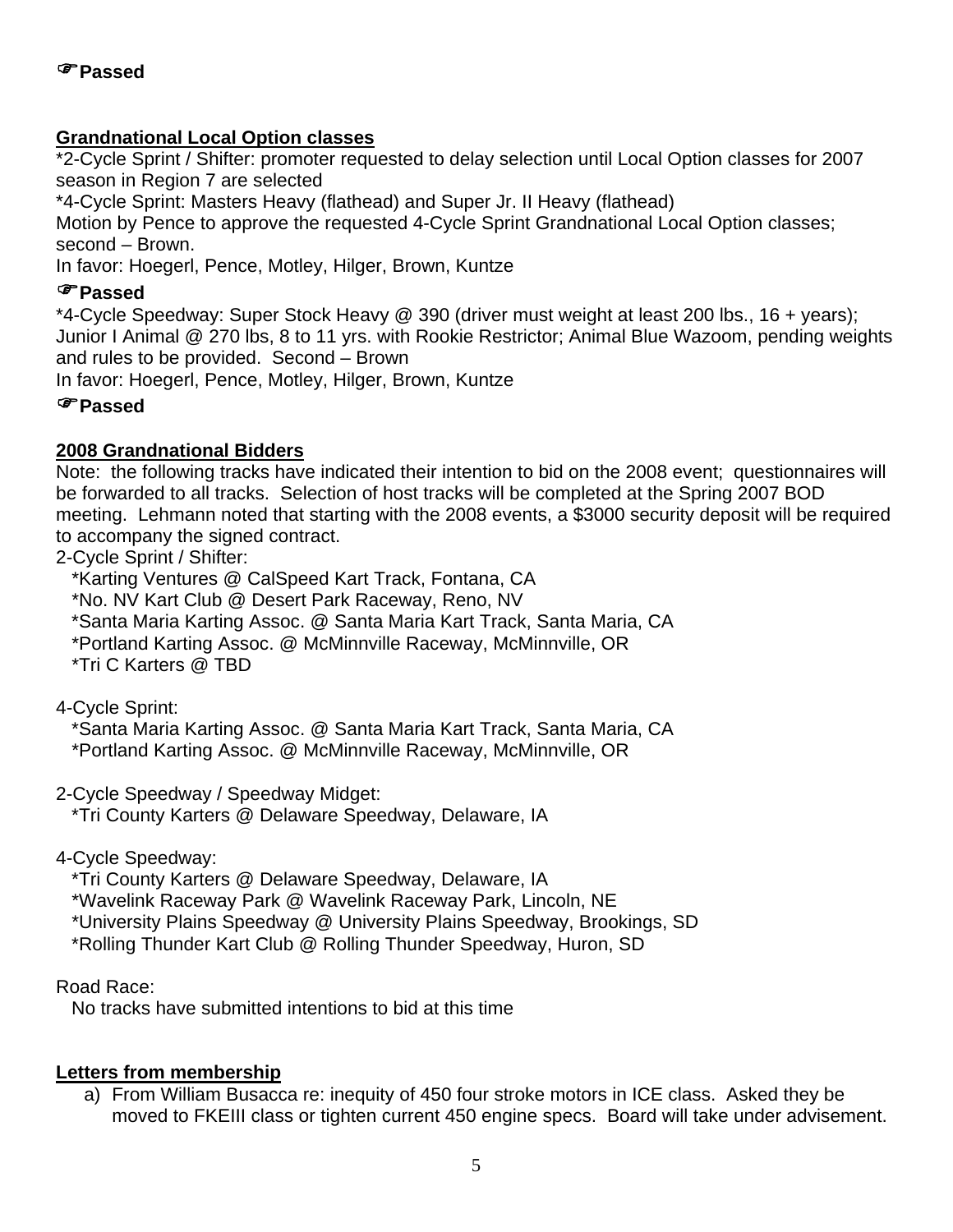☞**Passed**

**Grandnational Local Option classes**

*2-Cycle Sprint / Shifter: promoter requested to delay selection until Local Option classes for 2007 season in Region 7 are selected

*4-Cycle Sprint: Masters Heavy (flathead) and Super Jr. II Heavy (flathead)

Motion by Pence to approve the requested 4-Cycle Sprint Grandnational Local Option classes; second – Brown.

In favor: Hoegerl, Pence, Motley, Hilger, Brown, Kuntze

☞**Passed**

*4-Cycle Speedway: Super Stock Heavy @ 390 (driver must weight at least 200 lbs., 16 + years); Junior I Animal @ 270 lbs, 8 to 11 yrs. with Rookie Restrictor; Animal Blue Wazoom, pending weights and rules to be provided. Second – Brown

In favor: Hoegerl, Pence, Motley, Hilger, Brown, Kuntze

☞**Passed**

**2008 Grandnational Bidders**

Note: the following tracks have indicated their intention to bid on the 2008 event; questionnaires will be forwarded to all tracks. Selection of host tracks will be completed at the Spring 2007 BOD meeting. Lehmann noted that starting with the 2008 events, a $3000 security deposit will be required to accompany the signed contract.

2-Cycle Sprint / Shifter:
*Karting Ventures @ CalSpeed Kart Track, Fontana, CA
*No. NV Kart Club @ Desert Park Raceway, Reno, NV
*Santa Maria Karting Assoc. @ Santa Maria Kart Track, Santa Maria, CA
*Portland Karting Assoc. @ McMinnville Raceway, McMinnville, OR
*Tri C Karters @ TBD

4-Cycle Sprint:
*Santa Maria Karting Assoc. @ Santa Maria Kart Track, Santa Maria, CA
*Portland Karting Assoc. @ McMinnville Raceway, McMinnville, OR

2-Cycle Speedway / Speedway Midget:
*Tri County Karters @ Delaware Speedway, Delaware, IA

4-Cycle Speedway:
*Tri County Karters @ Delaware Speedway, Delaware, IA
*Wavelink Raceway Park @ Wavelink Raceway Park, Lincoln, NE
*University Plains Speedway @ University Plains Speedway, Brookings, SD
*Rolling Thunder Kart Club @ Rolling Thunder Speedway, Huron, SD

Road Race:
No tracks have submitted intentions to bid at this time

**Letters from membership**

a) From William Busacca re: inequity of 450 four stroke motors in ICE class. Asked they be moved to FKEIII class or tighten current 450 engine specs. Board will take under advisement.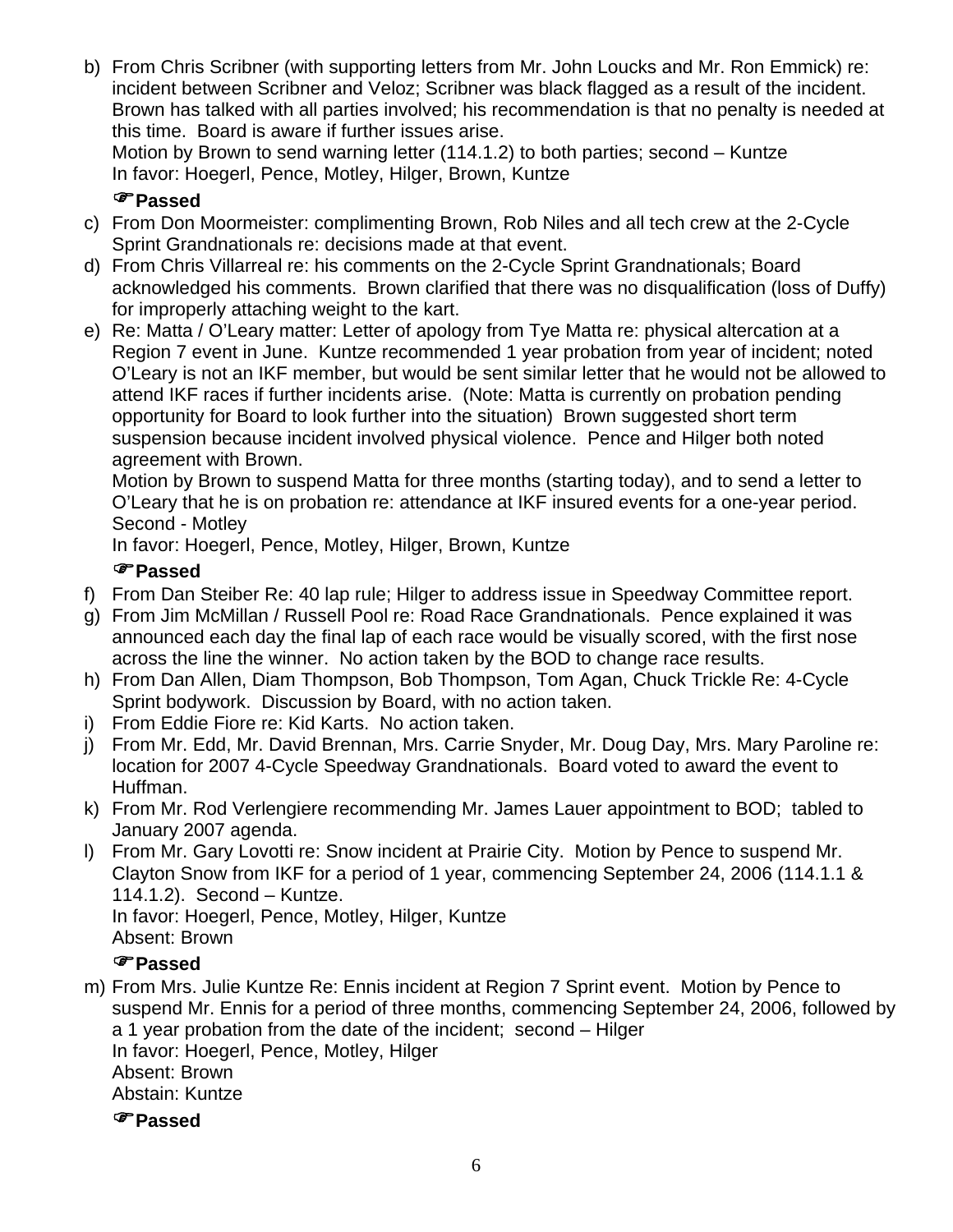b) From Chris Scribner (with supporting letters from Mr. John Loucks and Mr. Ron Emmick) re: incident between Scribner and Veloz; Scribner was black flagged as a result of the incident. Brown has talked with all parties involved; his recommendation is that no penalty is needed at this time. Board is aware if further issues arise.
   Motion by Brown to send warning letter (114.1.2) to both parties; second – Kuntze
   In favor: Hoegerl, Pence, Motley, Hilger, Brown, Kuntze

   ☞**Passed**

c) From Don Moormeister: complimenting Brown, Rob Niles and all tech crew at the 2-Cycle Sprint Grandnationals re: decisions made at that event.
d) From Chris Villarreal re: his comments on the 2-Cycle Sprint Grandnationals; Board acknowledged his comments. Brown clarified that there was no disqualification (loss of Duffy) for improperly attaching weight to the kart.
e) Re: Matta / O'Leary matter: Letter of apology from Tye Matta re: physical altercation at a Region 7 event in June. Kuntze recommended 1 year probation from year of incident; noted O'Leary is not an IKF member, but would be sent similar letter that he would not be allowed to attend IKF races if further incidents arise. (Note: Matta is currently on probation pending opportunity for Board to look further into the situation) Brown suggested short term suspension because incident involved physical violence. Pence and Hilger both noted agreement with Brown.
   Motion by Brown to suspend Matta for three months (starting today), and to send a letter to O'Leary that he is on probation re: attendance at IKF insured events for a one-year period. Second - Motley
   In favor: Hoegerl, Pence, Motley, Hilger, Brown, Kuntze

   ☞**Passed**

f) From Dan Steiber Re: 40 lap rule; Hilger to address issue in Speedway Committee report.
g) From Jim McMillan / Russell Pool re: Road Race Grandnationals. Pence explained it was announced each day the final lap of each race would be visually scored, with the first nose across the line the winner. No action taken by the BOD to change race results.
h) From Dan Allen, Diam Thompson, Bob Thompson, Tom Agan, Chuck Trickle Re: 4-Cycle Sprint bodywork. Discussion by Board, with no action taken.
i) From Eddie Fiore re: Kid Karts. No action taken.
j) From Mr. Edd, Mr. David Brennan, Mrs. Carrie Snyder, Mr. Doug Day, Mrs. Mary Paroline re: location for 2007 4-Cycle Speedway Grandnationals. Board voted to award the event to Huffman.
k) From Mr. Rod Verlengiere recommending Mr. James Lauer appointment to BOD; tabled to January 2007 agenda.
l) From Mr. Gary Lovotti re: Snow incident at Prairie City. Motion by Pence to suspend Mr. Clayton Snow from IKF for a period of 1 year, commencing September 24, 2006 (114.1.1 & 114.1.2). Second – Kuntze.
   In favor: Hoegerl, Pence, Motley, Hilger, Kuntze
   Absent: Brown

   ☞**Passed**

m) From Mrs. Julie Kuntze Re: Ennis incident at Region 7 Sprint event. Motion by Pence to suspend Mr. Ennis for a period of three months, commencing September 24, 2006, followed by a 1 year probation from the date of the incident; second – Hilger
   In favor: Hoegerl, Pence, Motley, Hilger
   Absent: Brown
   Abstain: Kuntze

   ☞**Passed**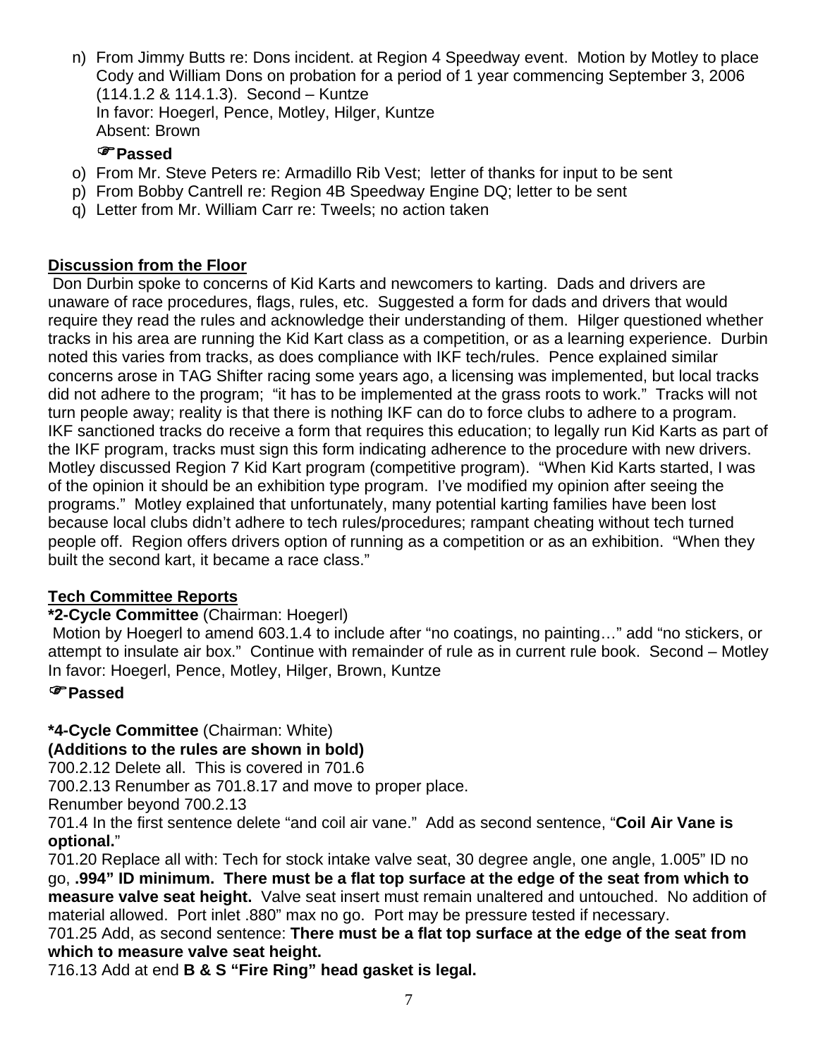n) From Jimmy Butts re: Dons incident. at Region 4 Speedway event. Motion by Motley to place Cody and William Dons on probation for a period of 1 year commencing September 3, 2006 (114.1.2 & 114.1.3). Second – Kuntze
   In favor: Hoegerl, Pence, Motley, Hilger, Kuntze
   Absent: Brown

   ☞**Passed**

o) From Mr. Steve Peters re: Armadillo Rib Vest; letter of thanks for input to be sent
p) From Bobby Cantrell re: Region 4B Speedway Engine DQ; letter to be sent
q) Letter from Mr. William Carr re: Tweels; no action taken

**Discussion from the Floor**

Don Durbin spoke to concerns of Kid Karts and newcomers to karting. Dads and drivers are unaware of race procedures, flags, rules, etc. Suggested a form for dads and drivers that would require they read the rules and acknowledge their understanding of them. Hilger questioned whether tracks in his area are running the Kid Kart class as a competition, or as a learning experience. Durbin noted this varies from tracks, as does compliance with IKF tech/rules. Pence explained similar concerns arose in TAG Shifter racing some years ago, a licensing was implemented, but local tracks did not adhere to the program; "it has to be implemented at the grass roots to work." Tracks will not turn people away; reality is that there is nothing IKF can do to force clubs to adhere to a program. IKF sanctioned tracks do receive a form that requires this education; to legally run Kid Karts as part of the IKF program, tracks must sign this form indicating adherence to the procedure with new drivers. Motley discussed Region 7 Kid Kart program (competitive program). "When Kid Karts started, I was of the opinion it should be an exhibition type program. I've modified my opinion after seeing the programs." Motley explained that unfortunately, many potential karting families have been lost because local clubs didn't adhere to tech rules/procedures; rampant cheating without tech turned people off. Region offers drivers option of running as a competition or as an exhibition. "When they built the second kart, it became a race class."

**Tech Committee Reports**

**\*2-Cycle Committee** (Chairman: Hoegerl)

Motion by Hoegerl to amend 603.1.4 to include after "no coatings, no painting…" add "no stickers, or attempt to insulate air box." Continue with remainder of rule as in current rule book. Second – Motley
In favor: Hoegerl, Pence, Motley, Hilger, Brown, Kuntze

☞**Passed**

**\*4-Cycle Committee** (Chairman: White)

**(Additions to the rules are shown in bold)**

700.2.12 Delete all. This is covered in 701.6

700.2.13 Renumber as 701.8.17 and move to proper place.

Renumber beyond 700.2.13

701.4 In the first sentence delete "and coil air vane." Add as second sentence, "**Coil Air Vane is optional.**"

701.20 Replace all with: Tech for stock intake valve seat, 30 degree angle, one angle, 1.005" ID no go, **.994" ID minimum. There must be a flat top surface at the edge of the seat from which to measure valve seat height.** Valve seat insert must remain unaltered and untouched. No addition of material allowed. Port inlet .880" max no go. Port may be pressure tested if necessary.

701.25 Add, as second sentence: **There must be a flat top surface at the edge of the seat from which to measure valve seat height.**

716.13 Add at end **B & S "Fire Ring" head gasket is legal.**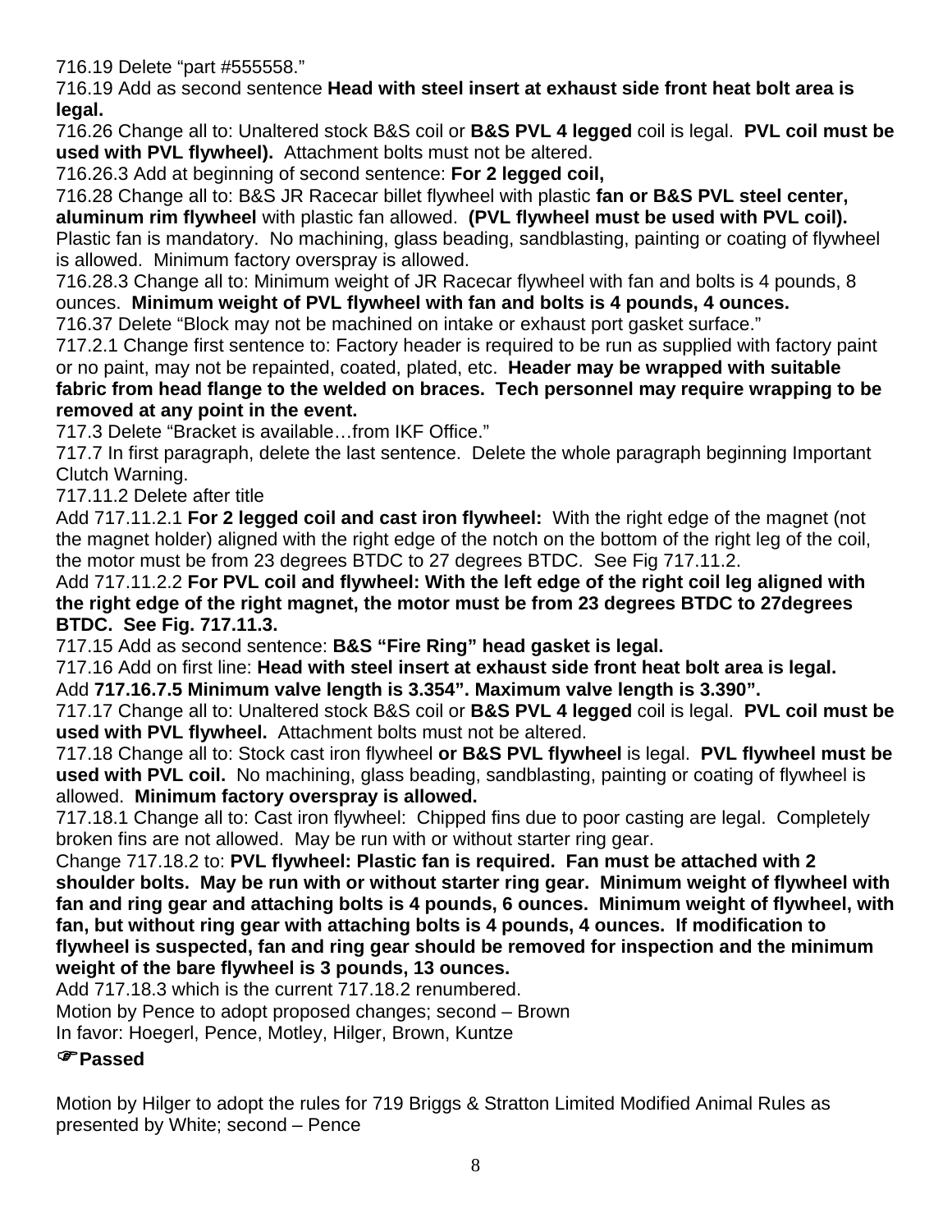716.19 Delete "part #555558."

716.19 Add as second sentence **Head with steel insert at exhaust side front heat bolt area is legal.**

716.26 Change all to: Unaltered stock B&S coil or **B&S PVL 4 legged** coil is legal. **PVL coil must be used with PVL flywheel).** Attachment bolts must not be altered.

716.26.3 Add at beginning of second sentence: **For 2 legged coil,**

716.28 Change all to: B&S JR Racecar billet flywheel with plastic **fan or B&S PVL steel center, aluminum rim flywheel** with plastic fan allowed. **(PVL flywheel must be used with PVL coil).** Plastic fan is mandatory. No machining, glass beading, sandblasting, painting or coating of flywheel is allowed. Minimum factory overspray is allowed.

716.28.3 Change all to: Minimum weight of JR Racecar flywheel with fan and bolts is 4 pounds, 8 ounces. **Minimum weight of PVL flywheel with fan and bolts is 4 pounds, 4 ounces.**

716.37 Delete "Block may not be machined on intake or exhaust port gasket surface."

717.2.1 Change first sentence to: Factory header is required to be run as supplied with factory paint or no paint, may not be repainted, coated, plated, etc. **Header may be wrapped with suitable fabric from head flange to the welded on braces. Tech personnel may require wrapping to be removed at any point in the event.**

717.3 Delete "Bracket is available…from IKF Office."

717.7 In first paragraph, delete the last sentence. Delete the whole paragraph beginning Important Clutch Warning.

717.11.2 Delete after title

Add 717.11.2.1 **For 2 legged coil and cast iron flywheel:** With the right edge of the magnet (not the magnet holder) aligned with the right edge of the notch on the bottom of the right leg of the coil, the motor must be from 23 degrees BTDC to 27 degrees BTDC. See Fig 717.11.2.

Add 717.11.2.2 **For PVL coil and flywheel: With the left edge of the right coil leg aligned with the right edge of the right magnet, the motor must be from 23 degrees BTDC to 27degrees BTDC. See Fig. 717.11.3.**

717.15 Add as second sentence: **B&S "Fire Ring" head gasket is legal.**

717.16 Add on first line: **Head with steel insert at exhaust side front heat bolt area is legal.**

Add **717.16.7.5 Minimum valve length is 3.354". Maximum valve length is 3.390".**

717.17 Change all to: Unaltered stock B&S coil or **B&S PVL 4 legged** coil is legal. **PVL coil must be used with PVL flywheel.** Attachment bolts must not be altered.

717.18 Change all to: Stock cast iron flywheel **or B&S PVL flywheel** is legal. **PVL flywheel must be used with PVL coil.** No machining, glass beading, sandblasting, painting or coating of flywheel is allowed. **Minimum factory overspray is allowed.**

717.18.1 Change all to: Cast iron flywheel: Chipped fins due to poor casting are legal. Completely broken fins are not allowed. May be run with or without starter ring gear.

Change 717.18.2 to: **PVL flywheel: Plastic fan is required. Fan must be attached with 2 shoulder bolts. May be run with or without starter ring gear. Minimum weight of flywheel with fan and ring gear and attaching bolts is 4 pounds, 6 ounces. Minimum weight of flywheel, with fan, but without ring gear with attaching bolts is 4 pounds, 4 ounces. If modification to flywheel is suspected, fan and ring gear should be removed for inspection and the minimum weight of the bare flywheel is 3 pounds, 13 ounces.**

Add 717.18.3 which is the current 717.18.2 renumbered.

Motion by Pence to adopt proposed changes; second – Brown

In favor: Hoegerl, Pence, Motley, Hilger, Brown, Kuntze

☞**Passed**

Motion by Hilger to adopt the rules for 719 Briggs & Stratton Limited Modified Animal Rules as presented by White; second – Pence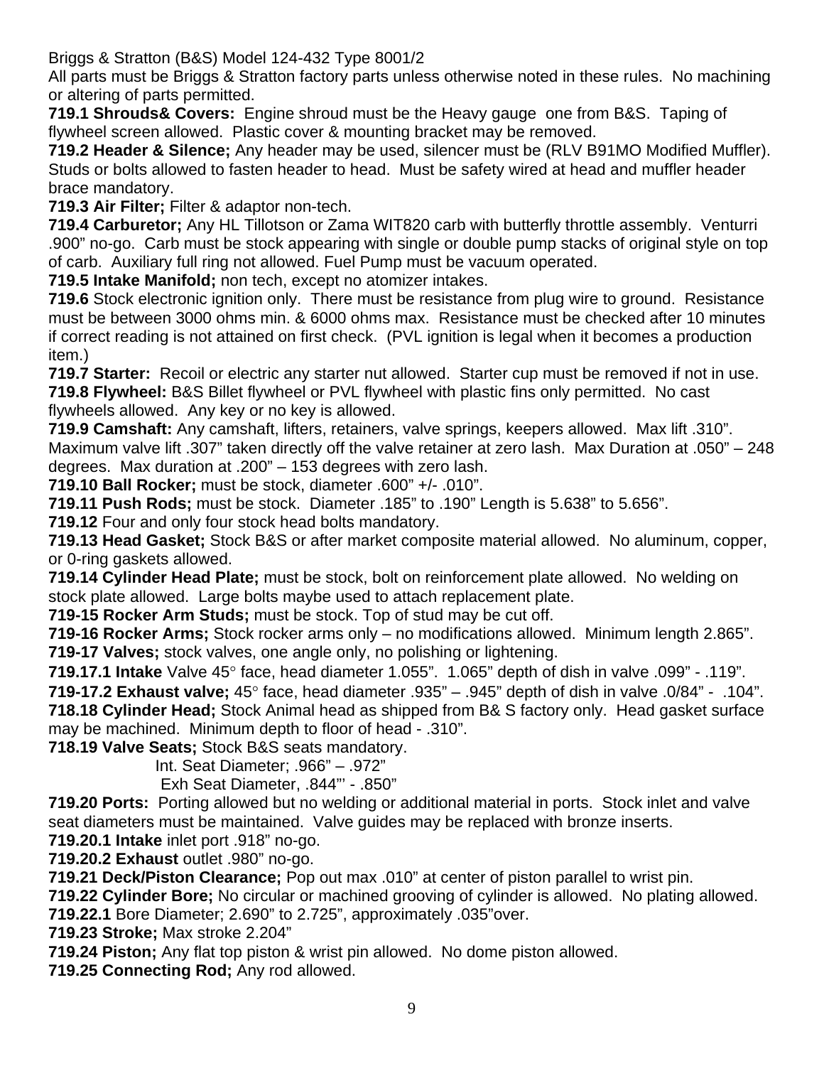Briggs & Stratton (B&S) Model 124-432 Type 8001/2

All parts must be Briggs & Stratton factory parts unless otherwise noted in these rules. No machining or altering of parts permitted.

**719.1 Shrouds& Covers:** Engine shroud must be the Heavy gauge one from B&S. Taping of flywheel screen allowed. Plastic cover & mounting bracket may be removed.

**719.2 Header & Silence;** Any header may be used, silencer must be (RLV B91MO Modified Muffler). Studs or bolts allowed to fasten header to head. Must be safety wired at head and muffler header brace mandatory.

**719.3 Air Filter;** Filter & adaptor non-tech.

**719.4 Carburetor;** Any HL Tillotson or Zama WIT820 carb with butterfly throttle assembly. Venturri .900" no-go. Carb must be stock appearing with single or double pump stacks of original style on top of carb. Auxiliary full ring not allowed. Fuel Pump must be vacuum operated.

**719.5 Intake Manifold;** non tech, except no atomizer intakes.

**719.6** Stock electronic ignition only. There must be resistance from plug wire to ground. Resistance must be between 3000 ohms min. & 6000 ohms max. Resistance must be checked after 10 minutes if correct reading is not attained on first check. (PVL ignition is legal when it becomes a production item.)

**719.7 Starter:** Recoil or electric any starter nut allowed. Starter cup must be removed if not in use.

**719.8 Flywheel:** B&S Billet flywheel or PVL flywheel with plastic fins only permitted. No cast flywheels allowed. Any key or no key is allowed.

**719.9 Camshaft:** Any camshaft, lifters, retainers, valve springs, keepers allowed. Max lift .310". Maximum valve lift .307" taken directly off the valve retainer at zero lash. Max Duration at .050" – 248 degrees. Max duration at .200" – 153 degrees with zero lash.

**719.10 Ball Rocker;** must be stock, diameter .600" +/- .010".

**719.11 Push Rods;** must be stock. Diameter .185" to .190" Length is 5.638" to 5.656".

**719.12** Four and only four stock head bolts mandatory.

**719.13 Head Gasket;** Stock B&S or after market composite material allowed. No aluminum, copper, or 0-ring gaskets allowed.

**719.14 Cylinder Head Plate;** must be stock, bolt on reinforcement plate allowed. No welding on stock plate allowed. Large bolts maybe used to attach replacement plate.

**719-15 Rocker Arm Studs;** must be stock. Top of stud may be cut off.

**719-16 Rocker Arms;** Stock rocker arms only – no modifications allowed. Minimum length 2.865".

**719-17 Valves;** stock valves, one angle only, no polishing or lightening.

**719.17.1 Intake** Valve 45° face, head diameter 1.055". 1.065" depth of dish in valve .099" - .119".

**719-17.2 Exhaust valve;** 45° face, head diameter .935" – .945" depth of dish in valve .0/84" - .104".

**718.18 Cylinder Head;** Stock Animal head as shipped from B& S factory only. Head gasket surface may be machined. Minimum depth to floor of head - .310".

**718.19 Valve Seats;** Stock B&S seats mandatory.

Int. Seat Diameter; .966" – .972"

Exh Seat Diameter, .844"' - .850"

**719.20 Ports:** Porting allowed but no welding or additional material in ports. Stock inlet and valve seat diameters must be maintained. Valve guides may be replaced with bronze inserts.

**719.20.1 Intake** inlet port .918" no-go.

**719.20.2 Exhaust** outlet .980" no-go.

**719.21 Deck/Piston Clearance;** Pop out max .010" at center of piston parallel to wrist pin.

**719.22 Cylinder Bore;** No circular or machined grooving of cylinder is allowed. No plating allowed.

**719.22.1** Bore Diameter; 2.690" to 2.725", approximately .035"over.

**719.23 Stroke;** Max stroke 2.204"

**719.24 Piston;** Any flat top piston & wrist pin allowed. No dome piston allowed.

**719.25 Connecting Rod;** Any rod allowed.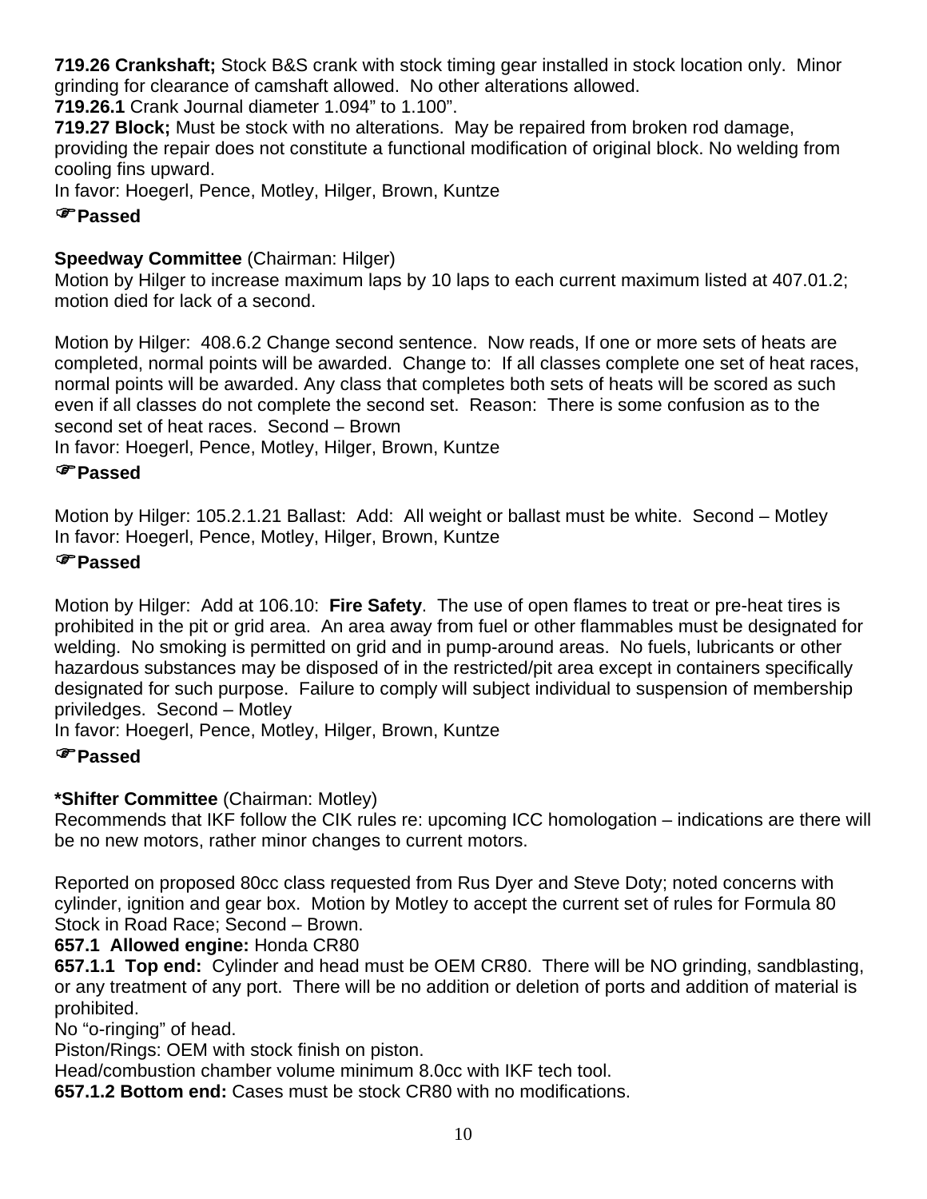**719.26 Crankshaft;** Stock B&S crank with stock timing gear installed in stock location only. Minor grinding for clearance of camshaft allowed. No other alterations allowed.
**719.26.1** Crank Journal diameter 1.094" to 1.100".
**719.27 Block;** Must be stock with no alterations. May be repaired from broken rod damage, providing the repair does not constitute a functional modification of original block. No welding from cooling fins upward.
In favor: Hoegerl, Pence, Motley, Hilger, Brown, Kuntze

☞**Passed**

**Speedway Committee** (Chairman: Hilger)
Motion by Hilger to increase maximum laps by 10 laps to each current maximum listed at 407.01.2; motion died for lack of a second.

Motion by Hilger: 408.6.2 Change second sentence. Now reads, If one or more sets of heats are completed, normal points will be awarded. Change to: If all classes complete one set of heat races, normal points will be awarded. Any class that completes both sets of heats will be scored as such even if all classes do not complete the second set. Reason: There is some confusion as to the second set of heat races. Second – Brown
In favor: Hoegerl, Pence, Motley, Hilger, Brown, Kuntze

☞**Passed**

Motion by Hilger: 105.2.1.21 Ballast: Add: All weight or ballast must be white. Second – Motley
In favor: Hoegerl, Pence, Motley, Hilger, Brown, Kuntze

☞**Passed**

Motion by Hilger: Add at 106.10: **Fire Safety**. The use of open flames to treat or pre-heat tires is prohibited in the pit or grid area. An area away from fuel or other flammables must be designated for welding. No smoking is permitted on grid and in pump-around areas. No fuels, lubricants or other hazardous substances may be disposed of in the restricted/pit area except in containers specifically designated for such purpose. Failure to comply will subject individual to suspension of membership priviledges. Second – Motley
In favor: Hoegerl, Pence, Motley, Hilger, Brown, Kuntze

☞**Passed**

***Shifter Committee** (Chairman: Motley)
Recommends that IKF follow the CIK rules re: upcoming ICC homologation – indications are there will be no new motors, rather minor changes to current motors.

Reported on proposed 80cc class requested from Rus Dyer and Steve Doty; noted concerns with cylinder, ignition and gear box. Motion by Motley to accept the current set of rules for Formula 80 Stock in Road Race; Second – Brown.
**657.1 Allowed engine:** Honda CR80
**657.1.1 Top end:** Cylinder and head must be OEM CR80. There will be NO grinding, sandblasting, or any treatment of any port. There will be no addition or deletion of ports and addition of material is prohibited.
No "o-ringing" of head.
Piston/Rings: OEM with stock finish on piston.
Head/combustion chamber volume minimum 8.0cc with IKF tech tool.
**657.1.2 Bottom end:** Cases must be stock CR80 with no modifications.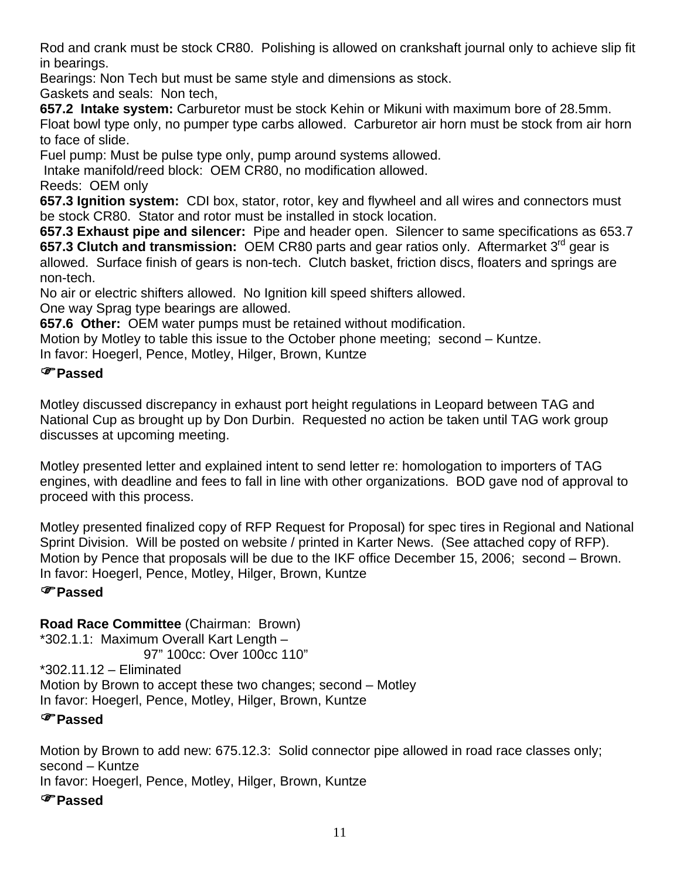Rod and crank must be stock CR80. Polishing is allowed on crankshaft journal only to achieve slip fit in bearings.

Bearings: Non Tech but must be same style and dimensions as stock.

Gaskets and seals: Non tech,

**657.2 Intake system:** Carburetor must be stock Kehin or Mikuni with maximum bore of 28.5mm. Float bowl type only, no pumper type carbs allowed. Carburetor air horn must be stock from air horn to face of slide.

Fuel pump: Must be pulse type only, pump around systems allowed.

Intake manifold/reed block: OEM CR80, no modification allowed.

Reeds: OEM only

**657.3 Ignition system:** CDI box, stator, rotor, key and flywheel and all wires and connectors must be stock CR80. Stator and rotor must be installed in stock location.

**657.3 Exhaust pipe and silencer:** Pipe and header open. Silencer to same specifications as 653.7

**657.3 Clutch and transmission:** OEM CR80 parts and gear ratios only. Aftermarket 3rd gear is allowed. Surface finish of gears is non-tech. Clutch basket, friction discs, floaters and springs are non-tech.

No air or electric shifters allowed. No Ignition kill speed shifters allowed.

One way Sprag type bearings are allowed.

**657.6 Other:** OEM water pumps must be retained without modification.

Motion by Motley to table this issue to the October phone meeting; second – Kuntze.

In favor: Hoegerl, Pence, Motley, Hilger, Brown, Kuntze

☞**Passed**

Motley discussed discrepancy in exhaust port height regulations in Leopard between TAG and National Cup as brought up by Don Durbin. Requested no action be taken until TAG work group discusses at upcoming meeting.

Motley presented letter and explained intent to send letter re: homologation to importers of TAG engines, with deadline and fees to fall in line with other organizations. BOD gave nod of approval to proceed with this process.

Motley presented finalized copy of RFP Request for Proposal) for spec tires in Regional and National Sprint Division. Will be posted on website / printed in Karter News. (See attached copy of RFP).

Motion by Pence that proposals will be due to the IKF office December 15, 2006; second – Brown.

In favor: Hoegerl, Pence, Motley, Hilger, Brown, Kuntze

☞**Passed**

**Road Race Committee** (Chairman: Brown)

*302.1.1: Maximum Overall Kart Length –

97" 100cc: Over 100cc 110"

*302.11.12 – Eliminated

Motion by Brown to accept these two changes; second – Motley

In favor: Hoegerl, Pence, Motley, Hilger, Brown, Kuntze

☞**Passed**

Motion by Brown to add new: 675.12.3: Solid connector pipe allowed in road race classes only; second – Kuntze

In favor: Hoegerl, Pence, Motley, Hilger, Brown, Kuntze

☞**Passed**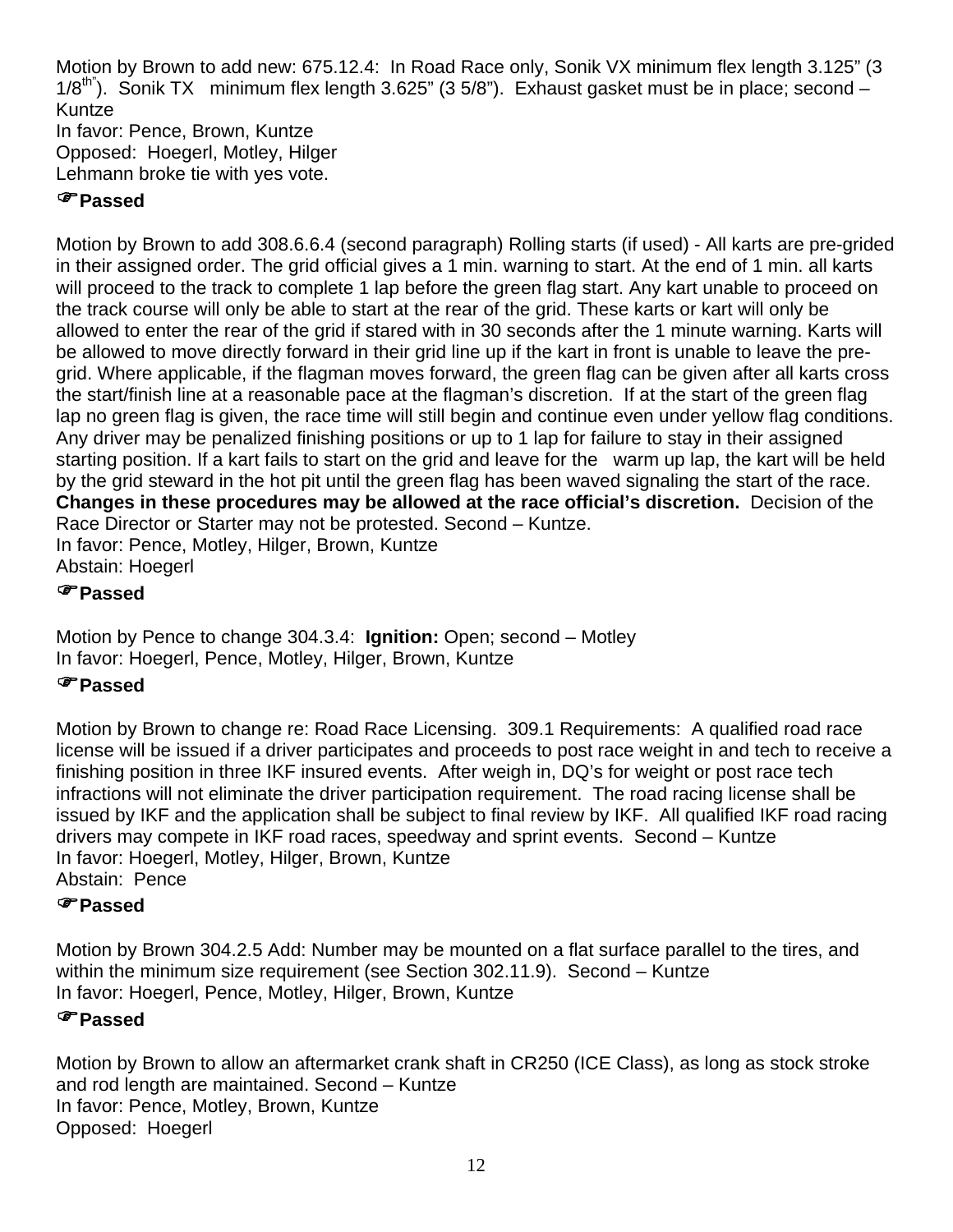Motion by Brown to add new: 675.12.4: In Road Race only, Sonik VX minimum flex length 3.125" (3 1/8th"). Sonik TX minimum flex length 3.625" (3 5/8"). Exhaust gasket must be in place; second – Kuntze
In favor: Pence, Brown, Kuntze
Opposed: Hoegerl, Motley, Hilger
Lehmann broke tie with yes vote.

☞**Passed**

Motion by Brown to add 308.6.6.4 (second paragraph) Rolling starts (if used) - All karts are pre-grided in their assigned order. The grid official gives a 1 min. warning to start. At the end of 1 min. all karts will proceed to the track to complete 1 lap before the green flag start. Any kart unable to proceed on the track course will only be able to start at the rear of the grid. These karts or kart will only be allowed to enter the rear of the grid if stared with in 30 seconds after the 1 minute warning. Karts will be allowed to move directly forward in their grid line up if the kart in front is unable to leave the pre-grid. Where applicable, if the flagman moves forward, the green flag can be given after all karts cross the start/finish line at a reasonable pace at the flagman's discretion. If at the start of the green flag lap no green flag is given, the race time will still begin and continue even under yellow flag conditions. Any driver may be penalized finishing positions or up to 1 lap for failure to stay in their assigned starting position. If a kart fails to start on the grid and leave for the warm up lap, the kart will be held by the grid steward in the hot pit until the green flag has been waved signaling the start of the race. **Changes in these procedures may be allowed at the race official's discretion.** Decision of the Race Director or Starter may not be protested. Second – Kuntze.
In favor: Pence, Motley, Hilger, Brown, Kuntze
Abstain: Hoegerl

☞**Passed**

Motion by Pence to change 304.3.4: **Ignition:** Open; second – Motley
In favor: Hoegerl, Pence, Motley, Hilger, Brown, Kuntze

☞**Passed**

Motion by Brown to change re: Road Race Licensing. 309.1 Requirements: A qualified road race license will be issued if a driver participates and proceeds to post race weight in and tech to receive a finishing position in three IKF insured events. After weigh in, DQ's for weight or post race tech infractions will not eliminate the driver participation requirement. The road racing license shall be issued by IKF and the application shall be subject to final review by IKF. All qualified IKF road racing drivers may compete in IKF road races, speedway and sprint events. Second – Kuntze
In favor: Hoegerl, Motley, Hilger, Brown, Kuntze
Abstain: Pence

☞**Passed**

Motion by Brown 304.2.5 Add: Number may be mounted on a flat surface parallel to the tires, and within the minimum size requirement (see Section 302.11.9). Second – Kuntze
In favor: Hoegerl, Pence, Motley, Hilger, Brown, Kuntze

☞**Passed**

Motion by Brown to allow an aftermarket crank shaft in CR250 (ICE Class), as long as stock stroke and rod length are maintained. Second – Kuntze
In favor: Pence, Motley, Brown, Kuntze
Opposed: Hoegerl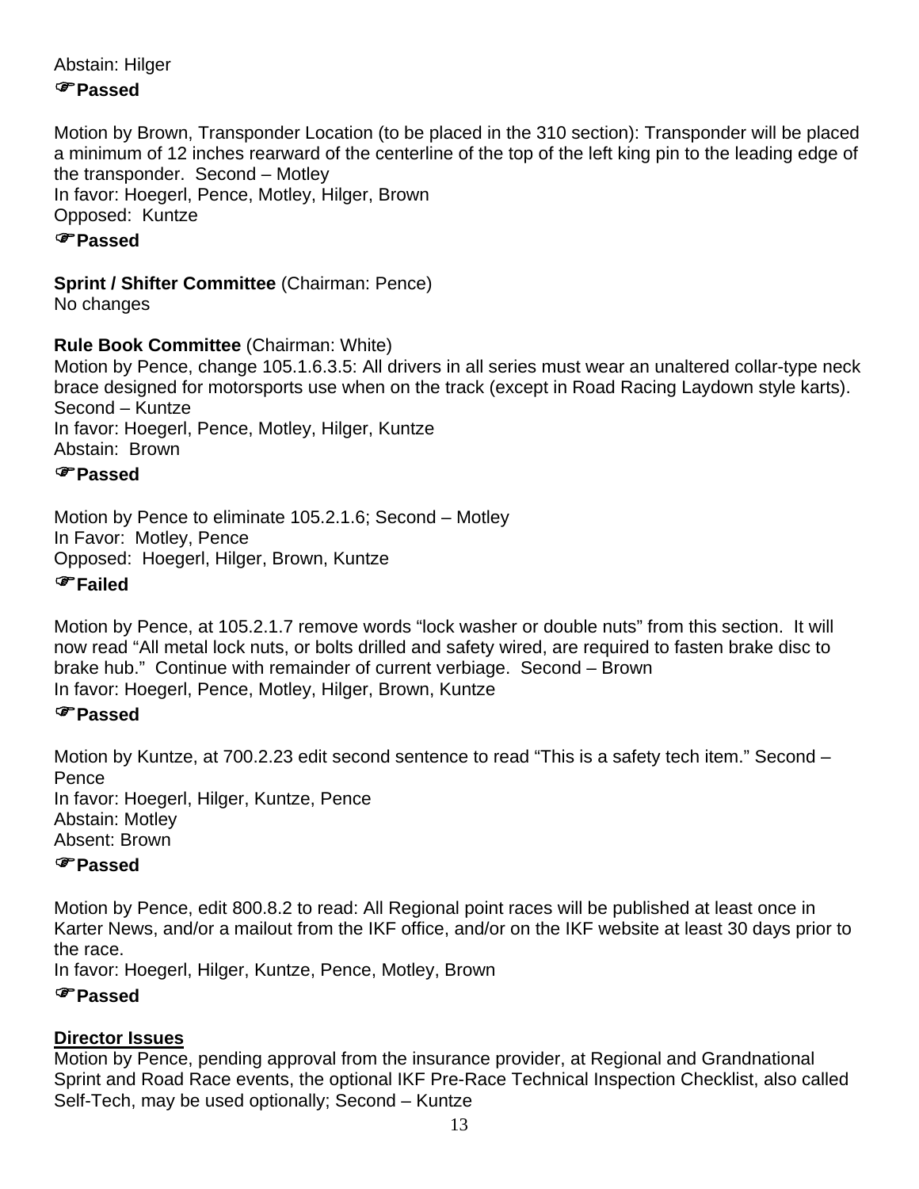Abstain: Hilger

☞**Passed**

Motion by Brown, Transponder Location (to be placed in the 310 section): Transponder will be placed a minimum of 12 inches rearward of the centerline of the top of the left king pin to the leading edge of the transponder. Second – Motley
In favor: Hoegerl, Pence, Motley, Hilger, Brown
Opposed: Kuntze

☞**Passed**

**Sprint / Shifter Committee** (Chairman: Pence)
No changes

**Rule Book Committee** (Chairman: White)
Motion by Pence, change 105.1.6.3.5: All drivers in all series must wear an unaltered collar-type neck brace designed for motorsports use when on the track (except in Road Racing Laydown style karts). Second – Kuntze
In favor: Hoegerl, Pence, Motley, Hilger, Kuntze
Abstain: Brown

☞**Passed**

Motion by Pence to eliminate 105.2.1.6; Second – Motley
In Favor: Motley, Pence
Opposed: Hoegerl, Hilger, Brown, Kuntze

☞**Failed**

Motion by Pence, at 105.2.1.7 remove words "lock washer or double nuts" from this section. It will now read "All metal lock nuts, or bolts drilled and safety wired, are required to fasten brake disc to brake hub." Continue with remainder of current verbiage. Second – Brown
In favor: Hoegerl, Pence, Motley, Hilger, Brown, Kuntze

☞**Passed**

Motion by Kuntze, at 700.2.23 edit second sentence to read "This is a safety tech item." Second – Pence
In favor: Hoegerl, Hilger, Kuntze, Pence
Abstain: Motley
Absent: Brown

☞**Passed**

Motion by Pence, edit 800.8.2 to read: All Regional point races will be published at least once in Karter News, and/or a mailout from the IKF office, and/or on the IKF website at least 30 days prior to the race.
In favor: Hoegerl, Hilger, Kuntze, Pence, Motley, Brown

☞**Passed**

**Director Issues**
Motion by Pence, pending approval from the insurance provider, at Regional and Grandnational Sprint and Road Race events, the optional IKF Pre-Race Technical Inspection Checklist, also called Self-Tech, may be used optionally; Second – Kuntze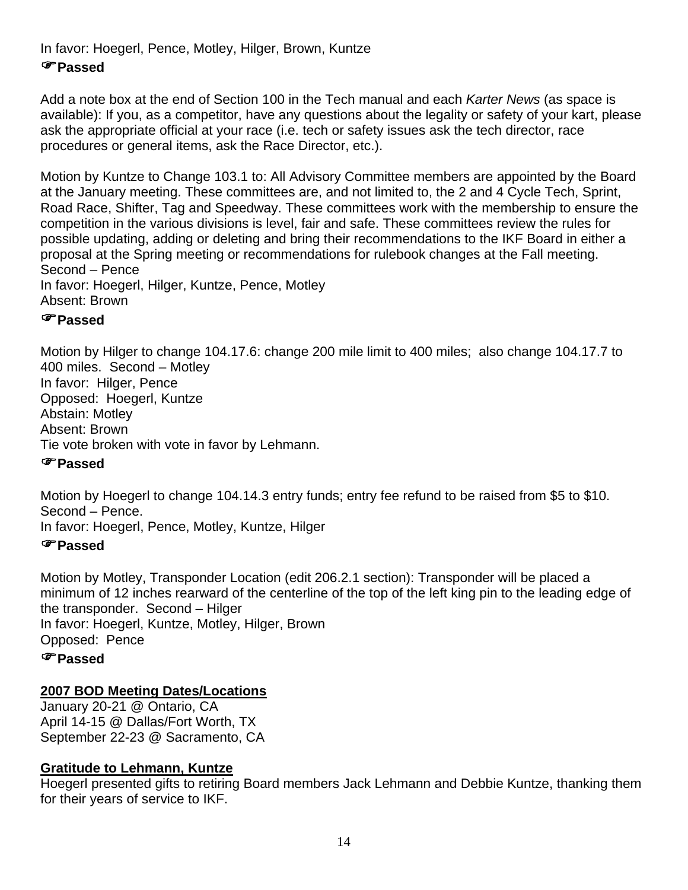In favor: Hoegerl, Pence, Motley, Hilger, Brown, Kuntze

☞**Passed**

Add a note box at the end of Section 100 in the Tech manual and each *Karter News* (as space is available): If you, as a competitor, have any questions about the legality or safety of your kart, please ask the appropriate official at your race (i.e. tech or safety issues ask the tech director, race procedures or general items, ask the Race Director, etc.).

Motion by Kuntze to Change 103.1 to: All Advisory Committee members are appointed by the Board at the January meeting. These committees are, and not limited to, the 2 and 4 Cycle Tech, Sprint, Road Race, Shifter, Tag and Speedway. These committees work with the membership to ensure the competition in the various divisions is level, fair and safe. These committees review the rules for possible updating, adding or deleting and bring their recommendations to the IKF Board in either a proposal at the Spring meeting or recommendations for rulebook changes at the Fall meeting.
Second – Pence
In favor: Hoegerl, Hilger, Kuntze, Pence, Motley
Absent: Brown

☞**Passed**

Motion by Hilger to change 104.17.6: change 200 mile limit to 400 miles; also change 104.17.7 to 400 miles. Second – Motley
In favor: Hilger, Pence
Opposed: Hoegerl, Kuntze
Abstain: Motley
Absent: Brown
Tie vote broken with vote in favor by Lehmann.

☞**Passed**

Motion by Hoegerl to change 104.14.3 entry funds; entry fee refund to be raised from $5 to $10.
Second – Pence.
In favor: Hoegerl, Pence, Motley, Kuntze, Hilger

☞**Passed**

Motion by Motley, Transponder Location (edit 206.2.1 section): Transponder will be placed a minimum of 12 inches rearward of the centerline of the top of the left king pin to the leading edge of the transponder. Second – Hilger
In favor: Hoegerl, Kuntze, Motley, Hilger, Brown
Opposed: Pence

☞**Passed**

**2007 BOD Meeting Dates/Locations**

January 20-21 @ Ontario, CA
April 14-15 @ Dallas/Fort Worth, TX
September 22-23 @ Sacramento, CA

**Gratitude to Lehmann, Kuntze**

Hoegerl presented gifts to retiring Board members Jack Lehmann and Debbie Kuntze, thanking them for their years of service to IKF.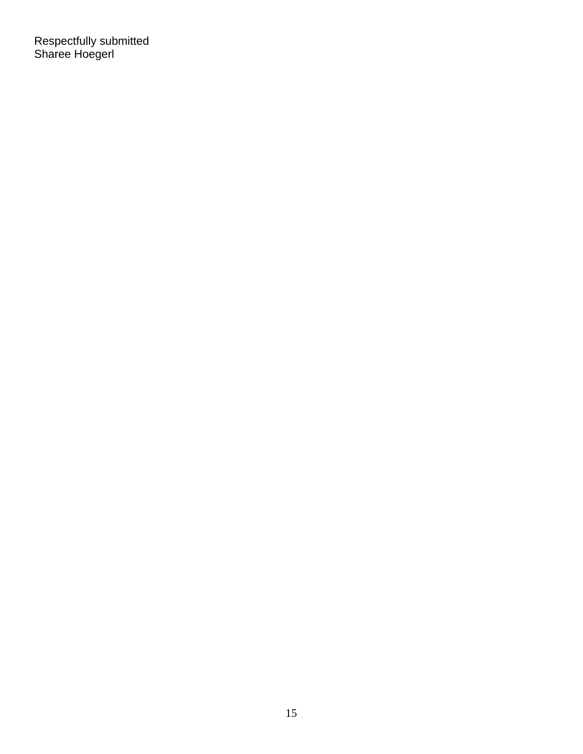Respectfully submitted
Sharee Hoegerl